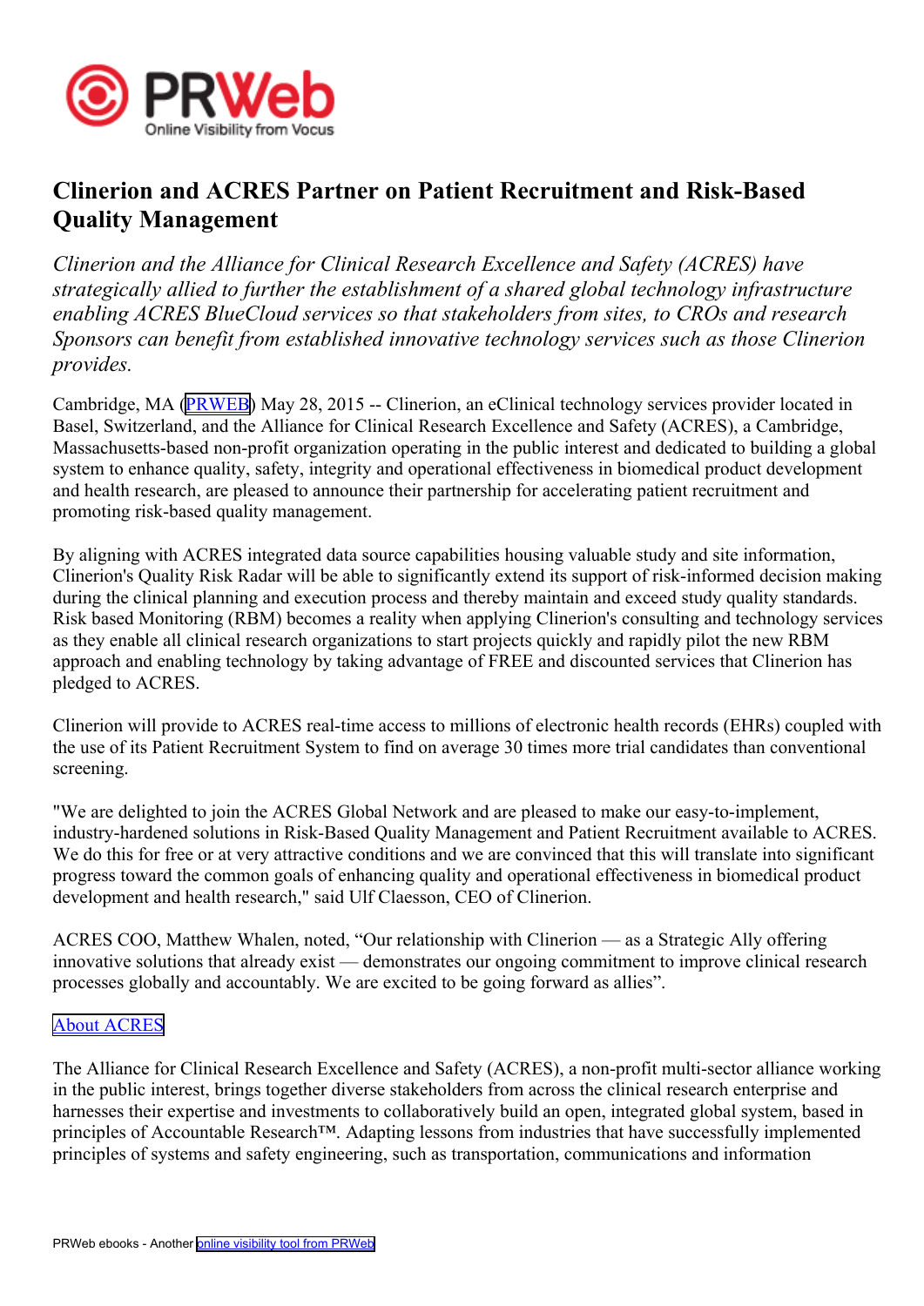# Clinerion and ACRES Partner on Patient Recruitment and Risk-Based Quality Management

*Clinerion and the Alliance for Clinical Research Excellence and Safety (ACRES) have strategically allied to further the establishment of a shared global technology infrastructure enabling ACRES BlueCloud services so that stakeholders from sites, to CROs and research Sponsors can benefit from established innovative technology services such as those Clinerion provides.*

Cambridge, MA (PRWEB) May 28, 2015 -- Clinerion, an eClinical technology services provider located in Basel, Switzerland, and the Alliance for Clinical Research Excellence and Safety (ACRES), a Cambridge, Massachusetts-based non-profit organization operating in the public interest and dedicated to building a global system to enhance quality, safety, integrity and operational effectiveness in biomedical product development and health research, are pleased to announce their partnership for accelerating patient recruitment and promoting risk-based quality management.

By aligning with ACRES integrated data source capabilities housing valuable study and site information, Clinerion's Quality Risk Radar will be able to significantly extend its support of risk-informed decision making during the clinical planning and execution process and thereby maintain and exceed study quality standards. Risk based Monitoring (RBM) becomes a reality when applying Clinerion's consulting and technology services as they enable all clinical research organizations to start projects quickly and rapidly pilot the new RBM approach and enabling technology by taking advantage of FREE and discounted services that Clinerion has pledged to ACRES.

Clinerion will provide to ACRES real-time access to millions of electronic health records (EHRs) coupled with the use of its Patient Recruitment System to find on average 30 times more trial candidates than conventional screening.

"We are delighted to join the ACRES Global Network and are pleased to make our easy-to-implement, industry-hardened solutions in Risk-Based Quality Management and Patient Recruitment available to ACRES. We do this for free or at very attractive conditions and we are convinced that this will translate into significant progress toward the common goals of enhancing quality and operational effectiveness in biomedical product development and health research," said Ulf Claesson, CEO of Clinerion.

ACRES COO, Matthew Whalen, noted, “Our relationship with Clinerion — as a Strategic Ally offering innovative solutions that already exist — demonstrates our ongoing commitment to improve clinical research processes globally and accountably. We are excited to be going forward as allies”.

About ACRES

The Alliance for Clinical Research Excellence and Safety (ACRES), a non-profit multi-sector alliance working in the public interest, brings together diverse stakeholders from across the clinical research enterprise and harnesses their expertise and investments to collaboratively build an open, integrated global system, based in principles of Accountable Research™. Adapting lessons from industries that have successfully implemented principles of systems and safety engineering, such as transportation, communications and information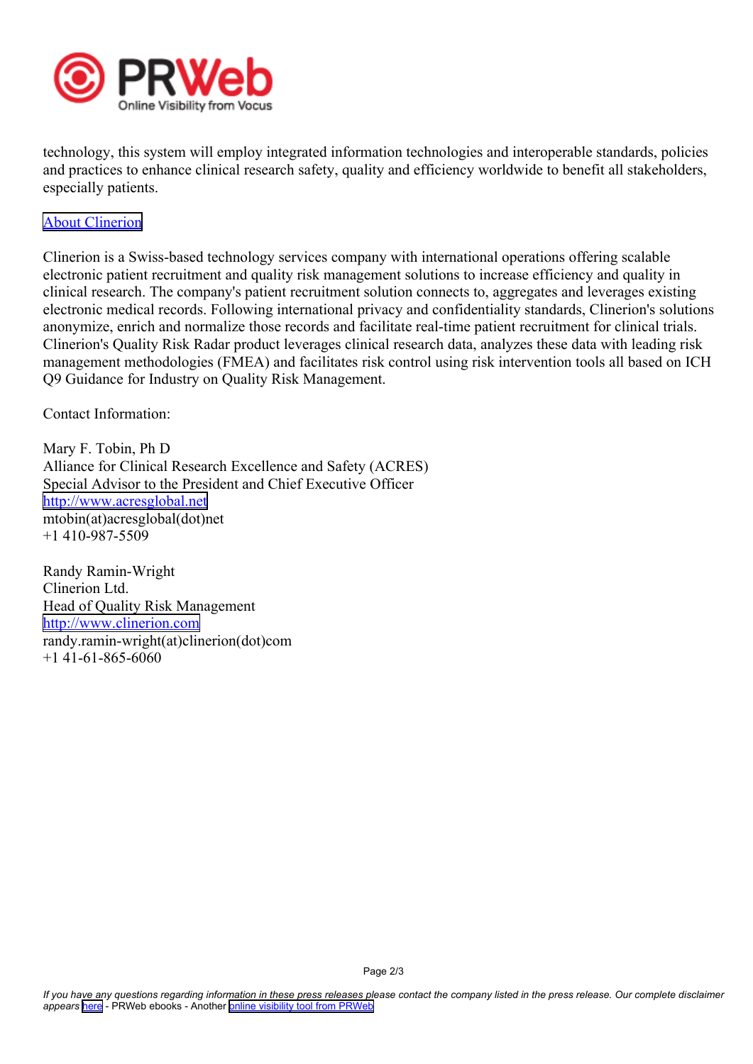technology, this system will employ integrated information technologies and interoperable standards, policies and practices to enhance clinical research safety, quality and efficiency worldwide to benefit all stakeholders, especially patients.

[About Clinerion](http://www.clinerion.com)

Clinerion is a Swiss-based technology services company with international operations offering scalable electronic patient recruitment and quality risk management solutions to increase efficiency and quality in clinical research. The company's patient recruitment solution connects to, aggregates and leverages existing electronic medical records. Following international privacy and confidentiality standards, Clinerion's solutions anonymize, enrich and normalize those records and facilitate real-time patient recruitment for clinical trials. Clinerion's Quality Risk Radar product leverages clinical research data, analyzes these data with leading risk management methodologies (FMEA) and facilitates risk control using risk intervention tools all based on ICH Q9 Guidance for Industry on Quality Risk Management.

Contact Information:

Mary F. Tobin, Ph D
Alliance for Clinical Research Excellence and Safety (ACRES)
Special Advisor to the President and Chief Executive Officer
[http://www.acresglobal.net](http://www.acresglobal.net)
mtobin(at)acresglobal(dot)net
+1 410-987-5509

Randy Ramin-Wright
Clinerion Ltd.
Head of Quality Risk Management
[http://www.clinerion.com](http://www.clinerion.com)
randy.ramin-wright(at)clinerion(dot)com
+1 41-61-865-6060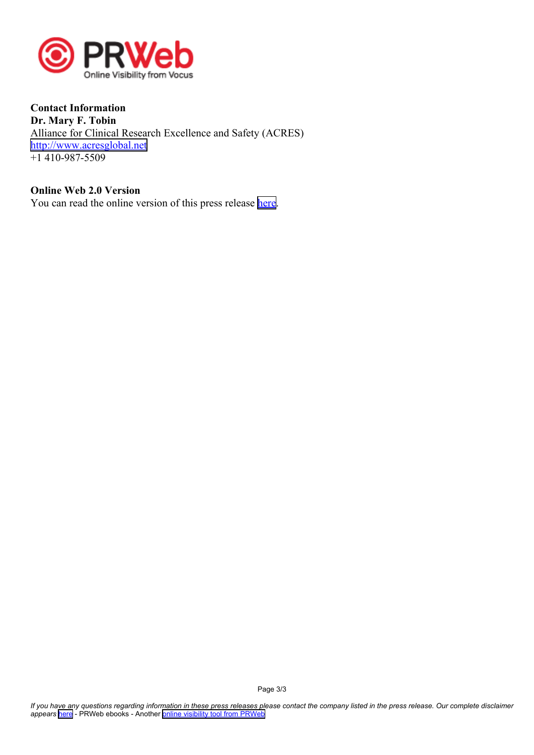**Contact Information**
**Dr. Mary F. Tobin**
Alliance for Clinical Research Excellence and Safety (ACRES)
http://www.acresglobal.net
+1 410-987-5509

**Online Web 2.0 Version**
You can read the online version of this press release here.

*If you have any questions regarding information in these press releases please contact the company listed in the press release. Our complete disclaimer appears* here - PRWeb ebooks - Another online visibility tool from PRWeb